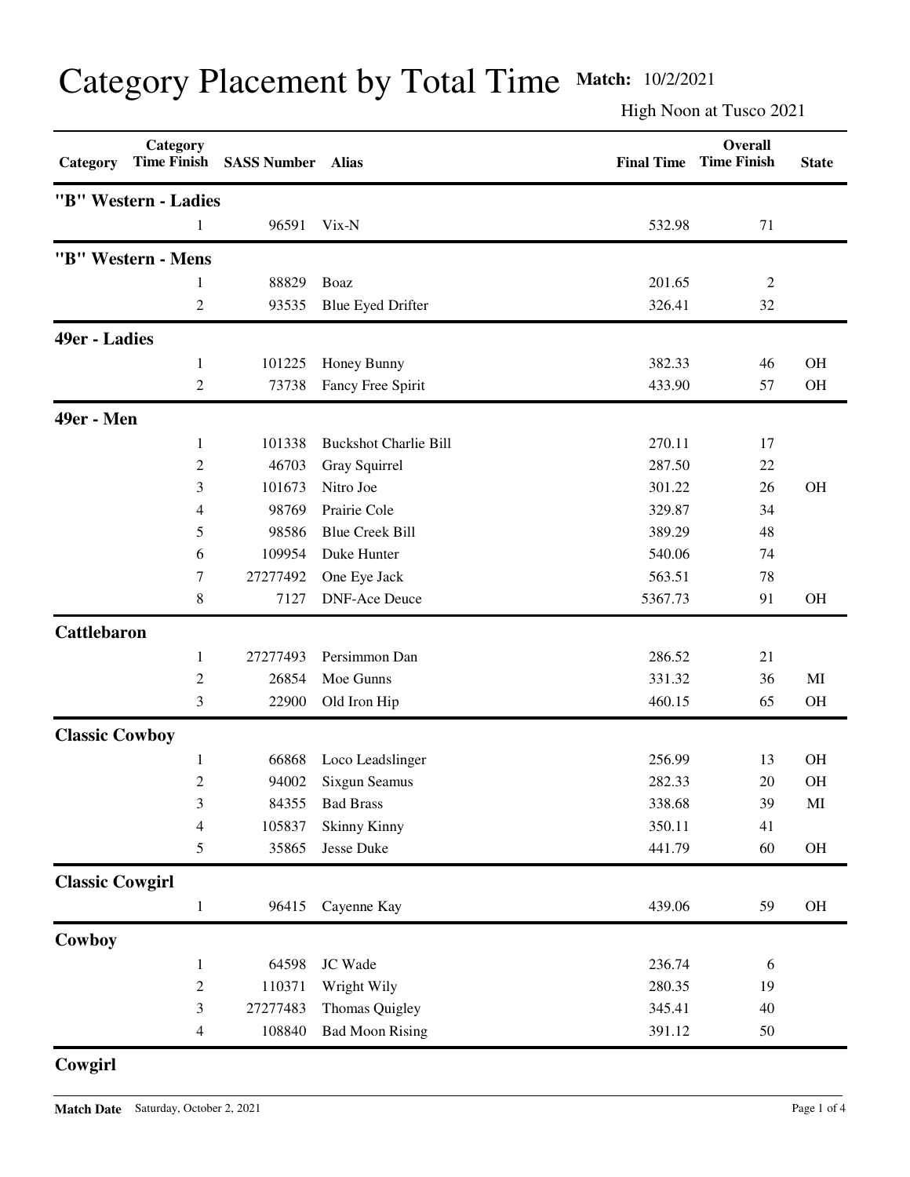# Category Placement by Total Time

**Match:** 10/2/2021

High Noon at Tusco 2021

| Category | Category Time Finish | SASS Number | Alias | Final Time | Overall Time Finish | State |
|---|---|---|---|---|---|---|
| **"B" Western - Ladies** | | | | | | |
| | 1 | 96591 | Vix-N | 532.98 | 71 | |
| **"B" Western - Mens** | | | | | | |
| | 1 | 88829 | Boaz | 201.65 | 2 | |
| | 2 | 93535 | Blue Eyed Drifter | 326.41 | 32 | |
| **49er - Ladies** | | | | | | |
| | 1 | 101225 | Honey Bunny | 382.33 | 46 | OH |
| | 2 | 73738 | Fancy Free Spirit | 433.90 | 57 | OH |
| **49er - Men** | | | | | | |
| | 1 | 101338 | Buckshot Charlie Bill | 270.11 | 17 | |
| | 2 | 46703 | Gray Squirrel | 287.50 | 22 | |
| | 3 | 101673 | Nitro Joe | 301.22 | 26 | OH |
| | 4 | 98769 | Prairie Cole | 329.87 | 34 | |
| | 5 | 98586 | Blue Creek Bill | 389.29 | 48 | |
| | 6 | 109954 | Duke Hunter | 540.06 | 74 | |
| | 7 | 27277492 | One Eye Jack | 563.51 | 78 | |
| | 8 | 7127 | DNF-Ace Deuce | 5367.73 | 91 | OH |
| **Cattlebaron** | | | | | | |
| | 1 | 27277493 | Persimmon Dan | 286.52 | 21 | |
| | 2 | 26854 | Moe Gunns | 331.32 | 36 | MI |
| | 3 | 22900 | Old Iron Hip | 460.15 | 65 | OH |
| **Classic Cowboy** | | | | | | |
| | 1 | 66868 | Loco Leadslinger | 256.99 | 13 | OH |
| | 2 | 94002 | Sixgun Seamus | 282.33 | 20 | OH |
| | 3 | 84355 | Bad Brass | 338.68 | 39 | MI |
| | 4 | 105837 | Skinny Kinny | 350.11 | 41 | |
| | 5 | 35865 | Jesse Duke | 441.79 | 60 | OH |
| **Classic Cowgirl** | | | | | | |
| | 1 | 96415 | Cayenne Kay | 439.06 | 59 | OH |
| **Cowboy** | | | | | | |
| | 1 | 64598 | JC Wade | 236.74 | 6 | |
| | 2 | 110371 | Wright Wily | 280.35 | 19 | |
| | 3 | 27277483 | Thomas Quigley | 345.41 | 40 | |
| | 4 | 108840 | Bad Moon Rising | 391.12 | 50 | |
| **Cowgirl** | | | | | | |

Match Date Saturday, October 2, 2021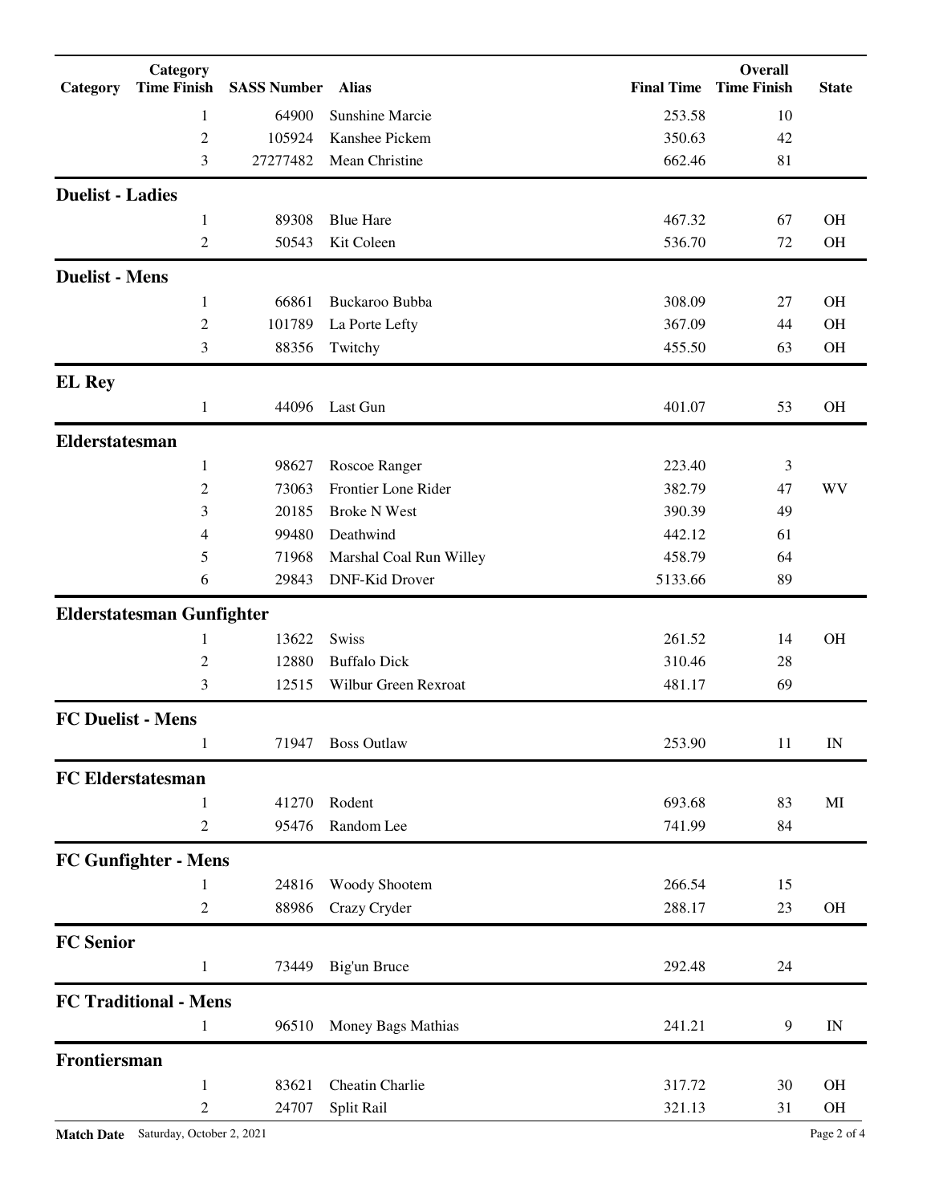| Category | Category Time Finish | SASS Number | Alias | Final Time | Overall Time Finish | State |
|---|---|---|---|---|---|---|
| | 1 | 64900 | Sunshine Marcie | 253.58 | 10 | |
| | 2 | 105924 | Kanshee Pickem | 350.63 | 42 | |
| | 3 | 27277482 | Mean Christine | 662.46 | 81 | |
| **Duelist - Ladies** | | | | | | |
| | 1 | 89308 | Blue Hare | 467.32 | 67 | OH |
| | 2 | 50543 | Kit Coleen | 536.70 | 72 | OH |
| **Duelist - Mens** | | | | | | |
| | 1 | 66861 | Buckaroo Bubba | 308.09 | 27 | OH |
| | 2 | 101789 | La Porte Lefty | 367.09 | 44 | OH |
| | 3 | 88356 | Twitchy | 455.50 | 63 | OH |
| **EL Rey** | | | | | | |
| | 1 | 44096 | Last Gun | 401.07 | 53 | OH |
| **Elderstatesman** | | | | | | |
| | 1 | 98627 | Roscoe Ranger | 223.40 | 3 | |
| | 2 | 73063 | Frontier Lone Rider | 382.79 | 47 | WV |
| | 3 | 20185 | Broke N West | 390.39 | 49 | |
| | 4 | 99480 | Deathwind | 442.12 | 61 | |
| | 5 | 71968 | Marshal Coal Run Willey | 458.79 | 64 | |
| | 6 | 29843 | DNF-Kid Drover | 5133.66 | 89 | |
| **Elderstatesman Gunfighter** | | | | | | |
| | 1 | 13622 | Swiss | 261.52 | 14 | OH |
| | 2 | 12880 | Buffalo Dick | 310.46 | 28 | |
| | 3 | 12515 | Wilbur Green Rexroat | 481.17 | 69 | |
| **FC Duelist - Mens** | | | | | | |
| | 1 | 71947 | Boss Outlaw | 253.90 | 11 | IN |
| **FC Elderstatesman** | | | | | | |
| | 1 | 41270 | Rodent | 693.68 | 83 | MI |
| | 2 | 95476 | Random Lee | 741.99 | 84 | |
| **FC Gunfighter - Mens** | | | | | | |
| | 1 | 24816 | Woody Shootem | 266.54 | 15 | |
| | 2 | 88986 | Crazy Cryder | 288.17 | 23 | OH |
| **FC Senior** | | | | | | |
| | 1 | 73449 | Big'un Bruce | 292.48 | 24 | |
| **FC Traditional - Mens** | | | | | | |
| | 1 | 96510 | Money Bags Mathias | 241.21 | 9 | IN |
| **Frontiersman** | | | | | | |
| | 1 | 83621 | Cheatin Charlie | 317.72 | 30 | OH |
| | 2 | 24707 | Split Rail | 321.13 | 31 | OH |

**Match Date** Saturday, October 2, 2021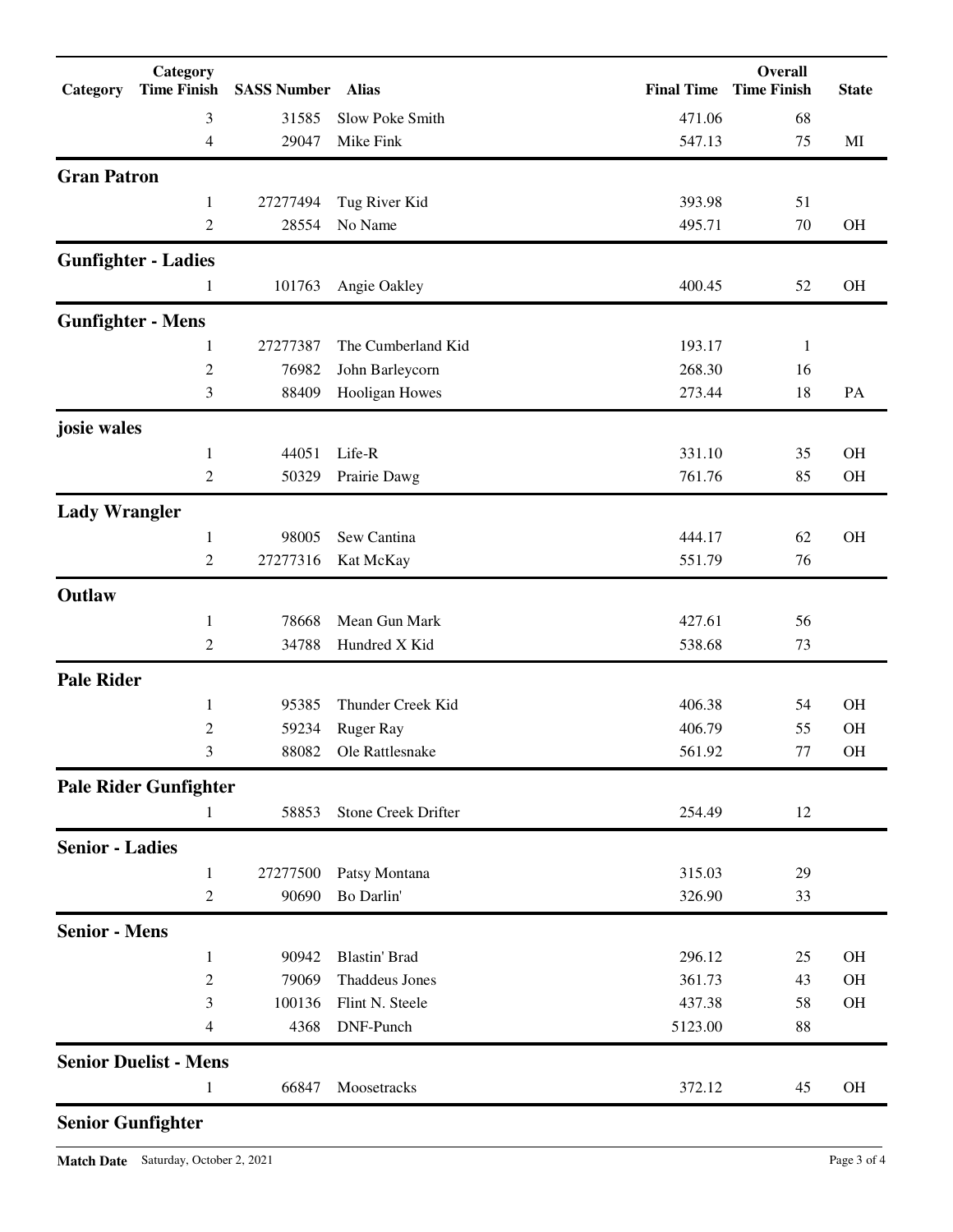| Category | Category Time Finish | SASS Number | Alias | Final Time | Overall Time Finish | State |
|---|---|---|---|---|---|---|
| | 3 | 31585 | Slow Poke Smith | 471.06 | 68 | |
| | 4 | 29047 | Mike Fink | 547.13 | 75 | MI |
| **Gran Patron** | | | | | | |
| | 1 | 27277494 | Tug River Kid | 393.98 | 51 | |
| | 2 | 28554 | No Name | 495.71 | 70 | OH |
| **Gunfighter - Ladies** | | | | | | |
| | 1 | 101763 | Angie Oakley | 400.45 | 52 | OH |
| **Gunfighter - Mens** | | | | | | |
| | 1 | 27277387 | The Cumberland Kid | 193.17 | 1 | |
| | 2 | 76982 | John Barleycorn | 268.30 | 16 | |
| | 3 | 88409 | Hooligan Howes | 273.44 | 18 | PA |
| **josie wales** | | | | | | |
| | 1 | 44051 | Life-R | 331.10 | 35 | OH |
| | 2 | 50329 | Prairie Dawg | 761.76 | 85 | OH |
| **Lady Wrangler** | | | | | | |
| | 1 | 98005 | Sew Cantina | 444.17 | 62 | OH |
| | 2 | 27277316 | Kat McKay | 551.79 | 76 | |
| **Outlaw** | | | | | | |
| | 1 | 78668 | Mean Gun Mark | 427.61 | 56 | |
| | 2 | 34788 | Hundred X Kid | 538.68 | 73 | |
| **Pale Rider** | | | | | | |
| | 1 | 95385 | Thunder Creek Kid | 406.38 | 54 | OH |
| | 2 | 59234 | Ruger Ray | 406.79 | 55 | OH |
| | 3 | 88082 | Ole Rattlesnake | 561.92 | 77 | OH |
| **Pale Rider Gunfighter** | | | | | | |
| | 1 | 58853 | Stone Creek Drifter | 254.49 | 12 | |
| **Senior - Ladies** | | | | | | |
| | 1 | 27277500 | Patsy Montana | 315.03 | 29 | |
| | 2 | 90690 | Bo Darlin' | 326.90 | 33 | |
| **Senior - Mens** | | | | | | |
| | 1 | 90942 | Blastin' Brad | 296.12 | 25 | OH |
| | 2 | 79069 | Thaddeus Jones | 361.73 | 43 | OH |
| | 3 | 100136 | Flint N. Steele | 437.38 | 58 | OH |
| | 4 | 4368 | DNF-Punch | 5123.00 | 88 | |
| **Senior Duelist - Mens** | | | | | | |
| | 1 | 66847 | Moosetracks | 372.12 | 45 | OH |
| **Senior Gunfighter** | | | | | | |

**Match Date** Saturday, October 2, 2021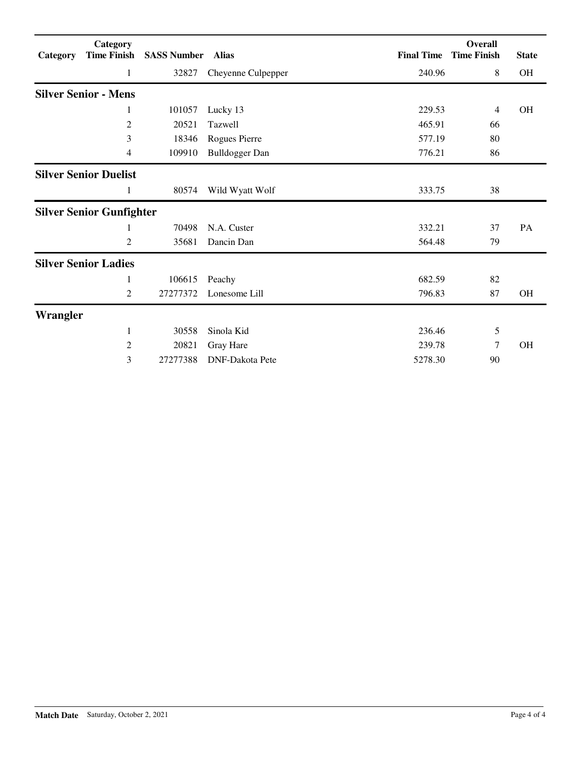| Category | Category Time Finish | SASS Number | Alias | Final Time | Overall Time Finish | State |
|---|---|---|---|---|---|---|
| | 1 | 32827 | Cheyenne Culpepper | 240.96 | 8 | OH |
| **Silver Senior - Mens** | | | | | | |
| | 1 | 101057 | Lucky 13 | 229.53 | 4 | OH |
| | 2 | 20521 | Tazwell | 465.91 | 66 | |
| | 3 | 18346 | Rogues Pierre | 577.19 | 80 | |
| | 4 | 109910 | Bulldogger Dan | 776.21 | 86 | |
| **Silver Senior Duelist** | | | | | | |
| | 1 | 80574 | Wild Wyatt Wolf | 333.75 | 38 | |
| **Silver Senior Gunfighter** | | | | | | |
| | 1 | 70498 | N.A. Custer | 332.21 | 37 | PA |
| | 2 | 35681 | Dancin Dan | 564.48 | 79 | |
| **Silver Senior Ladies** | | | | | | |
| | 1 | 106615 | Peachy | 682.59 | 82 | |
| | 2 | 27277372 | Lonesome Lill | 796.83 | 87 | OH |
| **Wrangler** | | | | | | |
| | 1 | 30558 | Sinola Kid | 236.46 | 5 | |
| | 2 | 20821 | Gray Hare | 239.78 | 7 | OH |
| | 3 | 27277388 | DNF-Dakota Pete | 5278.30 | 90 | |

**Match Date** Saturday, October 2, 2021